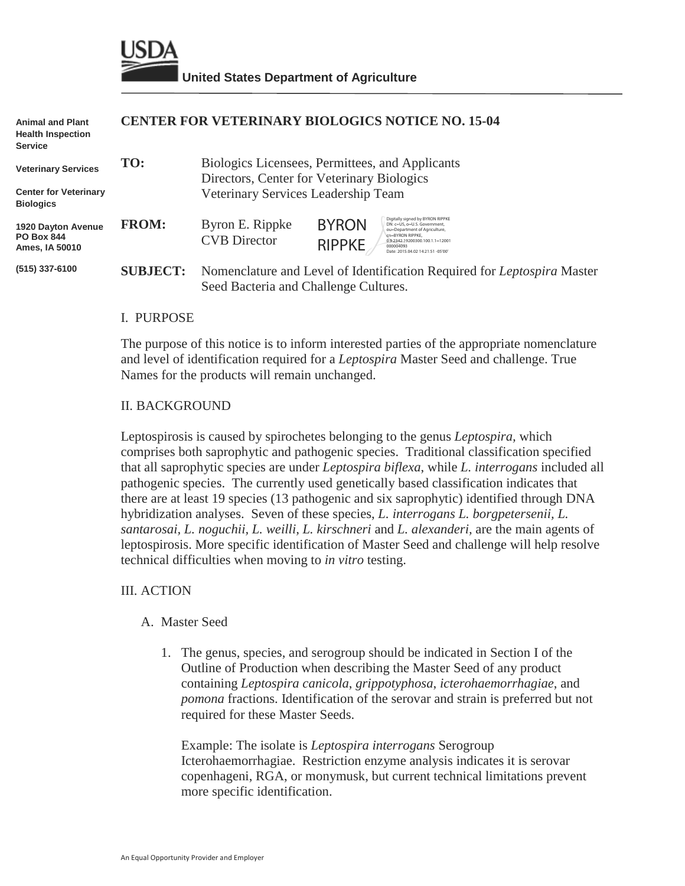USDA

**United States Department of Agriculture**

**Animal and Plant Health Inspection Service**

**Veterinary Services**

**Center for Veterinary Biologics**

**1920 Dayton Avenue**
**PO Box 844**
**Ames, IA 50010**

**(515) 337-6100**

# CENTER FOR VETERINARY BIOLOGICS NOTICE NO. 15-04

**TO:** Biologics Licensees, Permittees, and Applicants
Directors, Center for Veterinary Biologics
Veterinary Services Leadership Team

**FROM:** Byron E. Rippke
CVB Director

BYRON RIPPKE

Digitally signed by BYRON RIPPKE
DN: c=US, o=U.S. Government, ou=Department of Agriculture, cn=BYRON RIPPKE, 0.9.2342.19200300.100.1.1=12001000004093
Date: 2015.04.02 14:21:51 -05'00'

**SUBJECT:** Nomenclature and Level of Identification Required for *Leptospira* Master Seed Bacteria and Challenge Cultures.

## I. PURPOSE

The purpose of this notice is to inform interested parties of the appropriate nomenclature and level of identification required for a *Leptospira* Master Seed and challenge. True Names for the products will remain unchanged.

## II. BACKGROUND

Leptospirosis is caused by spirochetes belonging to the genus *Leptospira,* which comprises both saprophytic and pathogenic species. Traditional classification specified that all saprophytic species are under *Leptospira biflexa*, while *L. interrogans* included all pathogenic species. The currently used genetically based classification indicates that there are at least 19 species (13 pathogenic and six saprophytic) identified through DNA hybridization analyses. Seven of these species, *L. interrogans L. borgpetersenii, L. santarosai, L. noguchii, L. weilli, L. kirschneri* and *L. alexanderi,* are the main agents of leptospirosis. More specific identification of Master Seed and challenge will help resolve technical difficulties when moving to *in vitro* testing.

## III. ACTION

A. Master Seed

1. The genus, species, and serogroup should be indicated in Section I of the Outline of Production when describing the Master Seed of any product containing *Leptospira canicola*, *grippotyphosa*, *icterohaemorrhagiae*, and *pomona* fractions. Identification of the serovar and strain is preferred but not required for these Master Seeds.

   Example: The isolate is *Leptospira interrogans* Serogroup Icterohaemorrhagiae. Restriction enzyme analysis indicates it is serovar copenhageni, RGA, or monymusk, but current technical limitations prevent more specific identification.

An Equal Opportunity Provider and Employer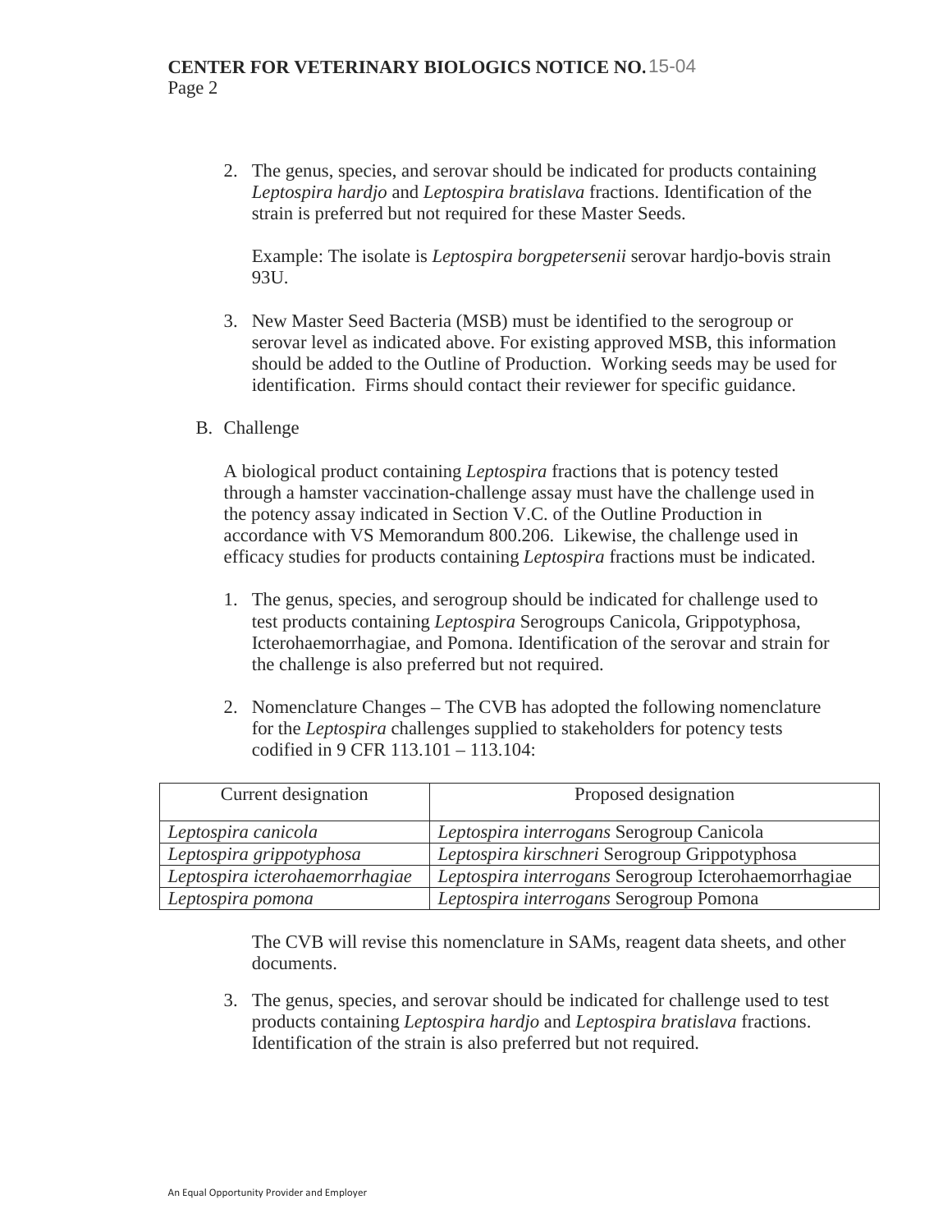2. The genus, species, and serovar should be indicated for products containing *Leptospira hardjo* and *Leptospira bratislava* fractions. Identification of the strain is preferred but not required for these Master Seeds.

   Example: The isolate is *Leptospira borgpetersenii* serovar hardjo-bovis strain 93U.

3. New Master Seed Bacteria (MSB) must be identified to the serogroup or serovar level as indicated above. For existing approved MSB, this information should be added to the Outline of Production. Working seeds may be used for identification. Firms should contact their reviewer for specific guidance.

B. Challenge

A biological product containing *Leptospira* fractions that is potency tested through a hamster vaccination-challenge assay must have the challenge used in the potency assay indicated in Section V.C. of the Outline Production in accordance with VS Memorandum 800.206. Likewise, the challenge used in efficacy studies for products containing *Leptospira* fractions must be indicated.

1. The genus, species, and serogroup should be indicated for challenge used to test products containing *Leptospira* Serogroups Canicola, Grippotyphosa, Icterohaemorrhagiae, and Pomona. Identification of the serovar and strain for the challenge is also preferred but not required.

2. Nomenclature Changes – The CVB has adopted the following nomenclature for the *Leptospira* challenges supplied to stakeholders for potency tests codified in 9 CFR 113.101 – 113.104:

| Current designation | Proposed designation |
| --- | --- |
| *Leptospira canicola* | *Leptospira interrogans* Serogroup Canicola |
| *Leptospira grippotyphosa* | *Leptospira kirschneri* Serogroup Grippotyphosa |
| *Leptospira icterohaemorrhagiae* | *Leptospira interrogans* Serogroup Icterohaemorrhagiae |
| *Leptospira pomona* | *Leptospira interrogans* Serogroup Pomona |

   The CVB will revise this nomenclature in SAMs, reagent data sheets, and other documents.

3. The genus, species, and serovar should be indicated for challenge used to test products containing *Leptospira hardjo* and *Leptospira bratislava* fractions. Identification of the strain is also preferred but not required.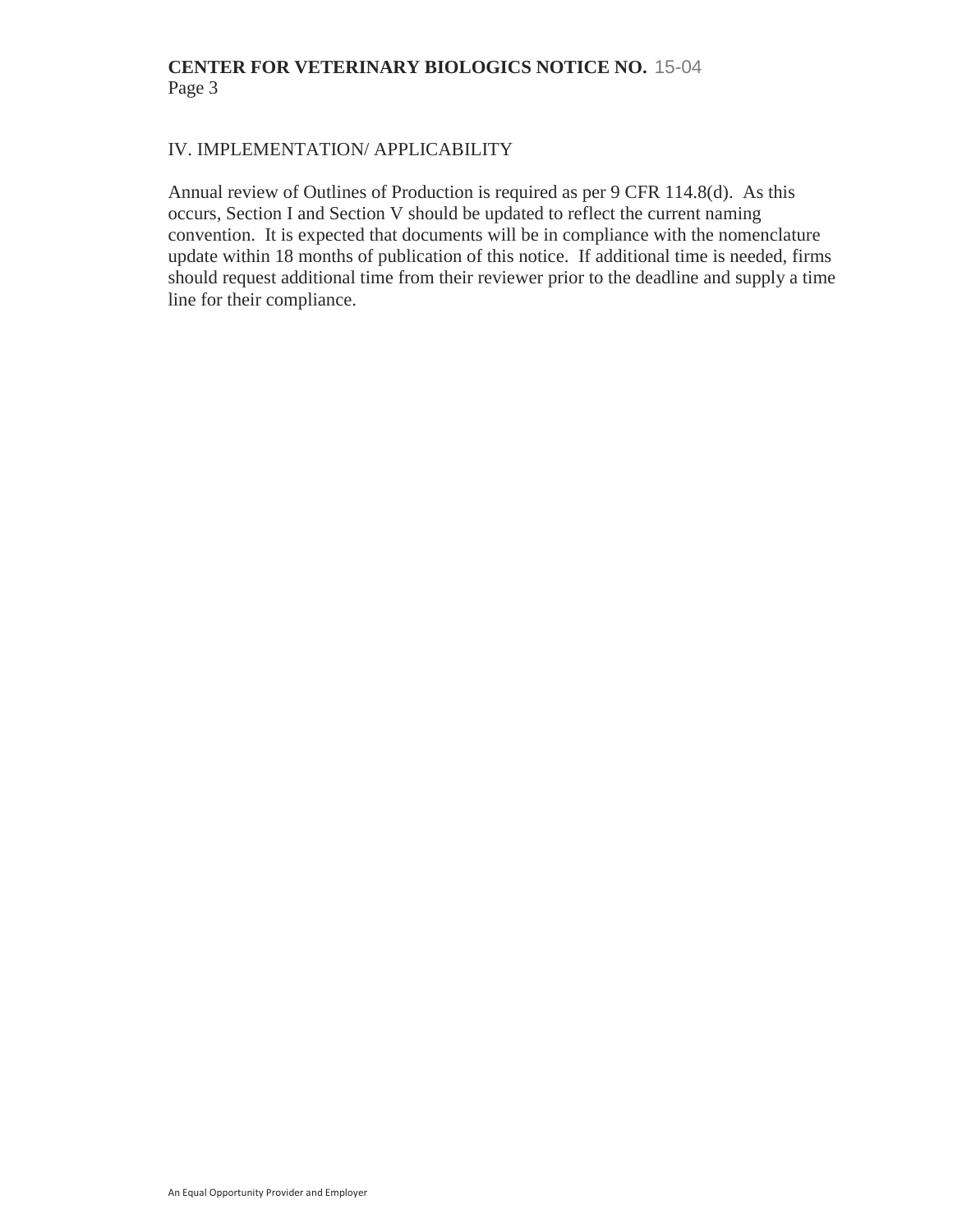## IV. IMPLEMENTATION/ APPLICABILITY

Annual review of Outlines of Production is required as per 9 CFR 114.8(d). As this occurs, Section I and Section V should be updated to reflect the current naming convention. It is expected that documents will be in compliance with the nomenclature update within 18 months of publication of this notice. If additional time is needed, firms should request additional time from their reviewer prior to the deadline and supply a time line for their compliance.